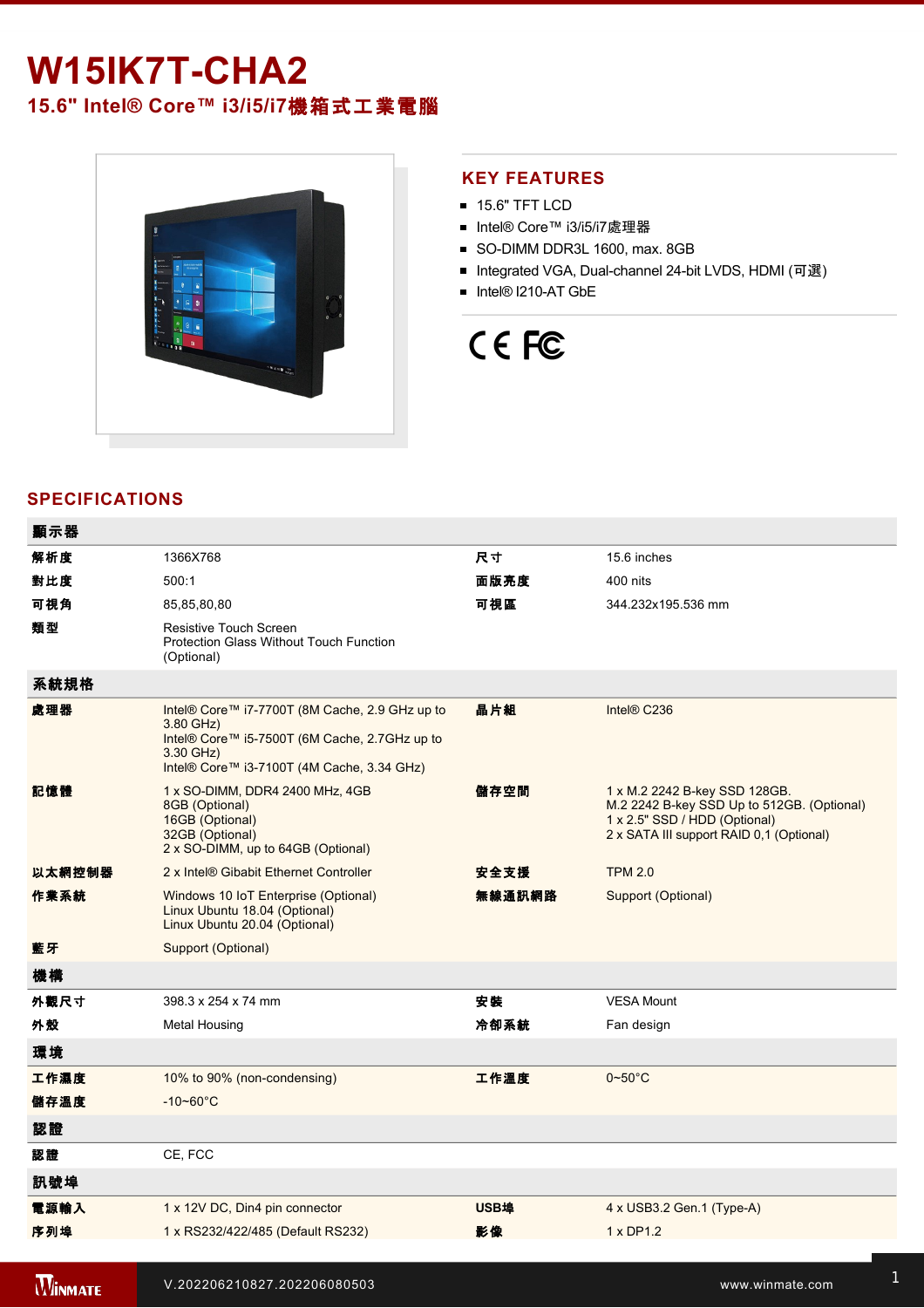# W15IK7T-CHA2

## 15.6" Intel® Core™ i3/i5/i7機箱式工業電腦

## KEY FEATURES

- 15.6" TFT LCD
- Intel® Core™ i3/i5/i7處理器
- SO-DIMM DDR3L 1600, max. 8GB
- Integrated VGA, Dual-channel 24-bit LVDS, HDMI (可選)
- Intel® I210-AT GbE

## SPECIFICATIONS

| 顯示器 | | | |
|---|---|---|---|
| 解析度 | 1366X768 | 尺寸 | 15.6 inches |
| 對比度 | 500:1 | 面版亮度 | 400 nits |
| 可視角 | 85,85,80,80 | 可視區 | 344.232x195.536 mm |
| 類型 | Resistive Touch Screen<br>Protection Glass Without Touch Function (Optional) | | |
| **系統規格** | | | |
| 處理器 | Intel® Core™ i7-7700T (8M Cache, 2.9 GHz up to 3.80 GHz)<br>Intel® Core™ i5-7500T (6M Cache, 2.7GHz up to 3.30 GHz)<br>Intel® Core™ i3-7100T (4M Cache, 3.34 GHz) | 晶片組 | Intel® C236 |
| 記憶體 | 1 x SO-DIMM, DDR4 2400 MHz, 4GB<br>8GB (Optional)<br>16GB (Optional)<br>32GB (Optional)<br>2 x SO-DIMM, up to 64GB (Optional) | 儲存空間 | 1 x M.2 2242 B-key SSD 128GB.<br>M.2 2242 B-key SSD Up to 512GB. (Optional)<br>1 x 2.5" SSD / HDD (Optional)<br>2 x SATA III support RAID 0,1 (Optional) |
| 以太網控制器 | 2 x Intel® Gibabit Ethernet Controller | 安全支援 | TPM 2.0 |
| 作業系統 | Windows 10 IoT Enterprise (Optional)<br>Linux Ubuntu 18.04 (Optional)<br>Linux Ubuntu 20.04 (Optional) | 無線通訊網路 | Support (Optional) |
| 藍牙 | Support (Optional) | | |
| **機構** | | | |
| 外觀尺寸 | 398.3 x 254 x 74 mm | 安裝 | VESA Mount |
| 外殼 | Metal Housing | 冷卻系統 | Fan design |
| **環境** | | | |
| 工作濕度 | 10% to 90% (non-condensing) | 工作溫度 | 0~50°C |
| 儲存溫度 | -10~60°C | | |
| **認證** | | | |
| 認證 | CE, FCC | | |
| **訊號埠** | | | |
| 電源輸入 | 1 x 12V DC, Din4 pin connector | USB埠 | 4 x USB3.2 Gen.1 (Type-A) |
| 序列埠 | 1 x RS232/422/485 (Default RS232) | 影像 | 1 x DP1.2 |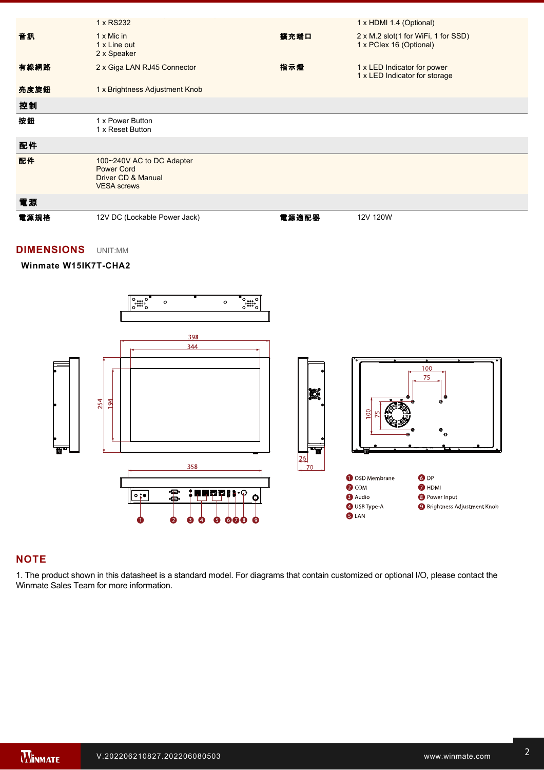| | | | |
|---|---|---|---|
| | 1 x RS232 | | 1 x HDMI 1.4 (Optional) |
| 音訊 | 1 x Mic in<br>1 x Line out<br>2 x Speaker | 擴充端口 | 2 x M.2 slot(1 for WiFi, 1 for SSD)<br>1 x PCIex 16 (Optional) |
| 有線網路 | 2 x Giga LAN RJ45 Connector | 指示燈 | 1 x LED Indicator for power<br>1 x LED Indicator for storage |
| 亮度旋鈕 | 1 x Brightness Adjustment Knob | | |
| **控制** | | | |
| 按鈕 | 1 x Power Button<br>1 x Reset Button | | |
| **配件** | | | |
| 配件 | 100~240V AC to DC Adapter<br>Power Cord<br>Driver CD & Manual<br>VESA screws | | |
| **電源** | | | |
| 電源規格 | 12V DC (Lockable Power Jack) | 電源適配器 | 12V 120W |

## DIMENSIONS UNIT:MM

**Winmate W15IK7T-CHA2**

398
344
254
194
358
26
70
100
75
100
75

1 OSD Membrane
2 COM
3 Audio
4 USB Type-A
5 LAN
6 DP
7 HDMI
8 Power Input
9 Brightness Adjustment Knob

## NOTE

1. The product shown in this datasheet is a standard model. For diagrams that contain customized or optional I/O, please contact the Winmate Sales Team for more information.